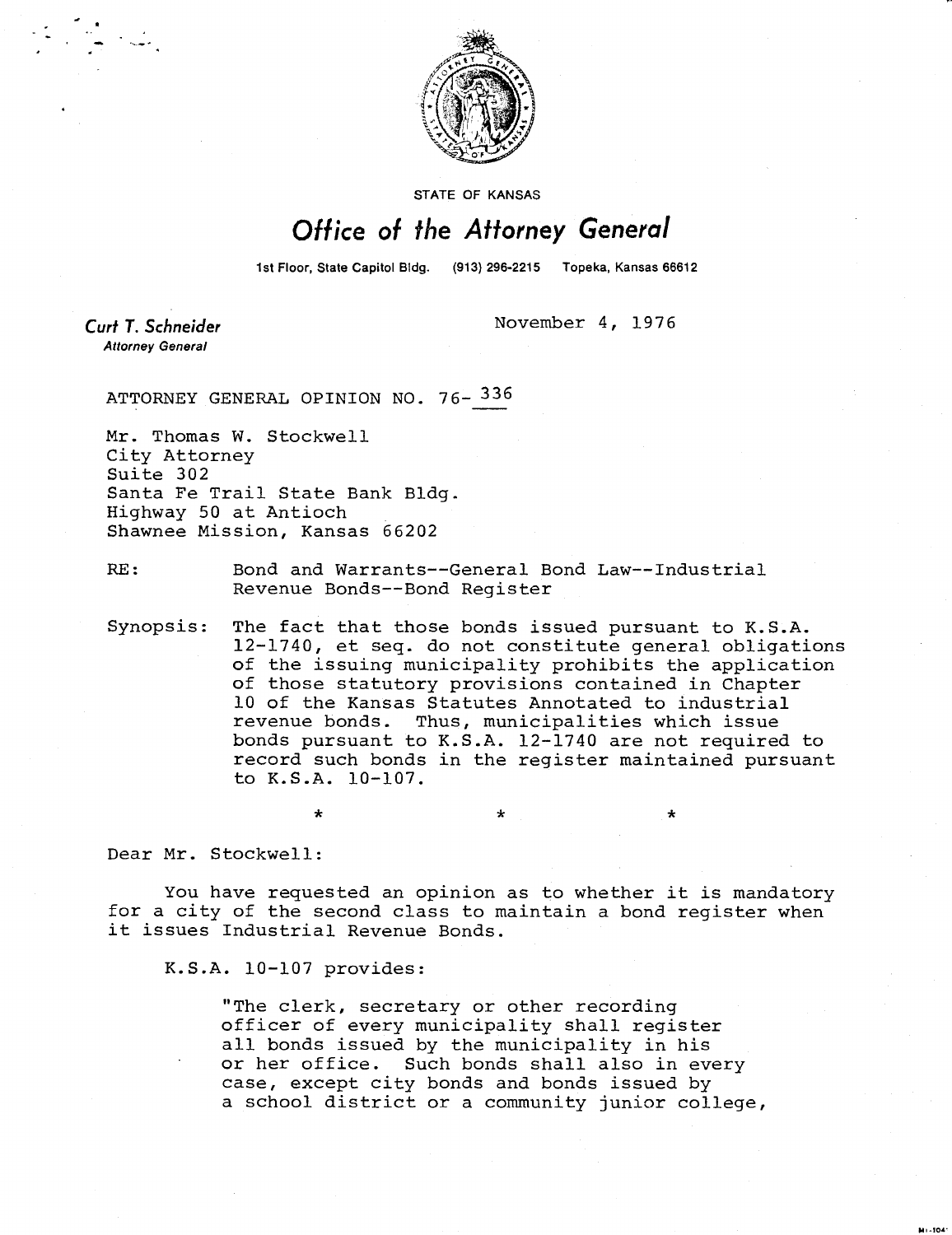STATE OF KANSAS

# Office of the Attorney General

1st Floor, State Capitol Bldg. (913) 296-2215 Topeka, Kansas 66612

**Curt T. Schneider**
*Attorney General*

November 4, 1976

ATTORNEY GENERAL OPINION NO. 76-336

Mr. Thomas W. Stockwell
City Attorney
Suite 302
Santa Fe Trail State Bank Bldg.
Highway 50 at Antioch
Shawnee Mission, Kansas 66202

RE: Bond and Warrants--General Bond Law--Industrial Revenue Bonds--Bond Register

Synopsis: The fact that those bonds issued pursuant to K.S.A. 12-1740, et seq. do not constitute general obligations of the issuing municipality prohibits the application of those statutory provisions contained in Chapter 10 of the Kansas Statutes Annotated to industrial revenue bonds. Thus, municipalities which issue bonds pursuant to K.S.A. 12-1740 are not required to record such bonds in the register maintained pursuant to K.S.A. 10-107.

\* \* \*

Dear Mr. Stockwell:

You have requested an opinion as to whether it is mandatory for a city of the second class to maintain a bond register when it issues Industrial Revenue Bonds.

K.S.A. 10-107 provides:

> "The clerk, secretary or other recording officer of every municipality shall register all bonds issued by the municipality in his or her office. Such bonds shall also in every case, except city bonds and bonds issued by a school district or a community junior college,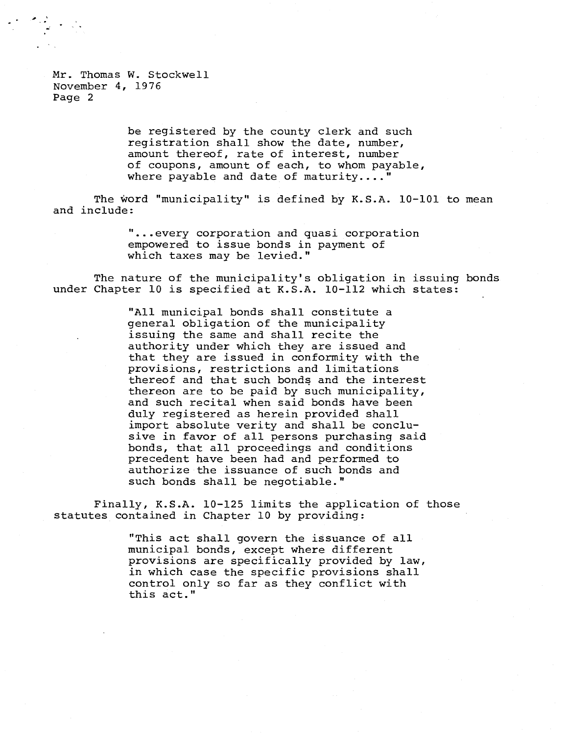> be registered by the county clerk and such registration shall show the date, number, amount thereof, rate of interest, number of coupons, amount of each, to whom payable, where payable and date of maturity...."

The word "municipality" is defined by K.S.A. 10-101 to mean and include:

> "...every corporation and quasi corporation empowered to issue bonds in payment of which taxes may be levied."

The nature of the municipality's obligation in issuing bonds under Chapter 10 is specified at K.S.A. 10-112 which states:

> "All municipal bonds shall constitute a general obligation of the municipality issuing the same and shall recite the authority under which they are issued and that they are issued in conformity with the provisions, restrictions and limitations thereof and that such bonds and the interest thereon are to be paid by such municipality, and such recital when said bonds have been duly registered as herein provided shall import absolute verity and shall be conclusive in favor of all persons purchasing said bonds, that all proceedings and conditions precedent have been had and performed to authorize the issuance of such bonds and such bonds shall be negotiable."

Finally, K.S.A. 10-125 limits the application of those statutes contained in Chapter 10 by providing:

> "This act shall govern the issuance of all municipal bonds, except where different provisions are specifically provided by law, in which case the specific provisions shall control only so far as they conflict with this act."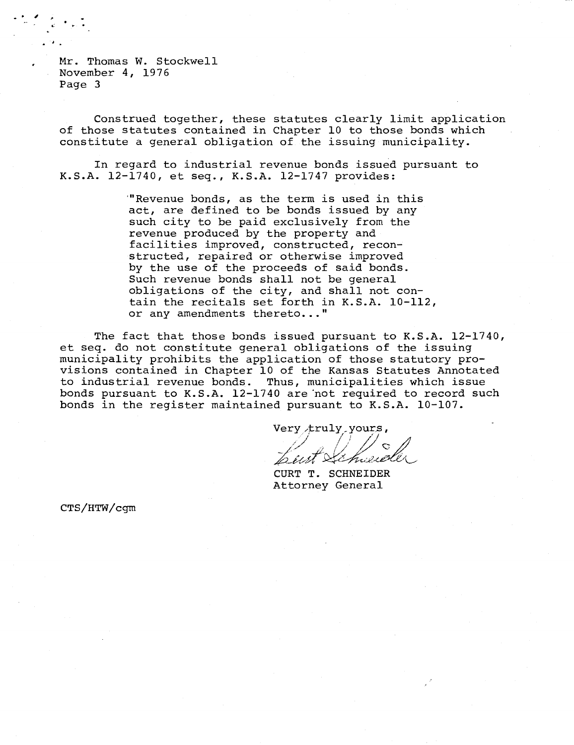Mr. Thomas W. Stockwell
November 4, 1976
Page 3

Construed together, these statutes clearly limit application of those statutes contained in Chapter 10 to those bonds which constitute a general obligation of the issuing municipality.

In regard to industrial revenue bonds issued pursuant to K.S.A. 12-1740, et seq., K.S.A. 12-1747 provides:

> "Revenue bonds, as the term is used in this act, are defined to be bonds issued by any such city to be paid exclusively from the revenue produced by the property and facilities improved, constructed, reconstructed, repaired or otherwise improved by the use of the proceeds of said bonds. Such revenue bonds shall not be general obligations of the city, and shall not contain the recitals set forth in K.S.A. 10-112, or any amendments thereto..."

The fact that those bonds issued pursuant to K.S.A. 12-1740, et seq. do not constitute general obligations of the issuing municipality prohibits the application of those statutory provisions contained in Chapter 10 of the Kansas Statutes Annotated to industrial revenue bonds. Thus, municipalities which issue bonds pursuant to K.S.A. 12-1740 are not required to record such bonds in the register maintained pursuant to K.S.A. 10-107.

Very truly yours,

CURT T. SCHNEIDER
Attorney General

CTS/HTW/cgm